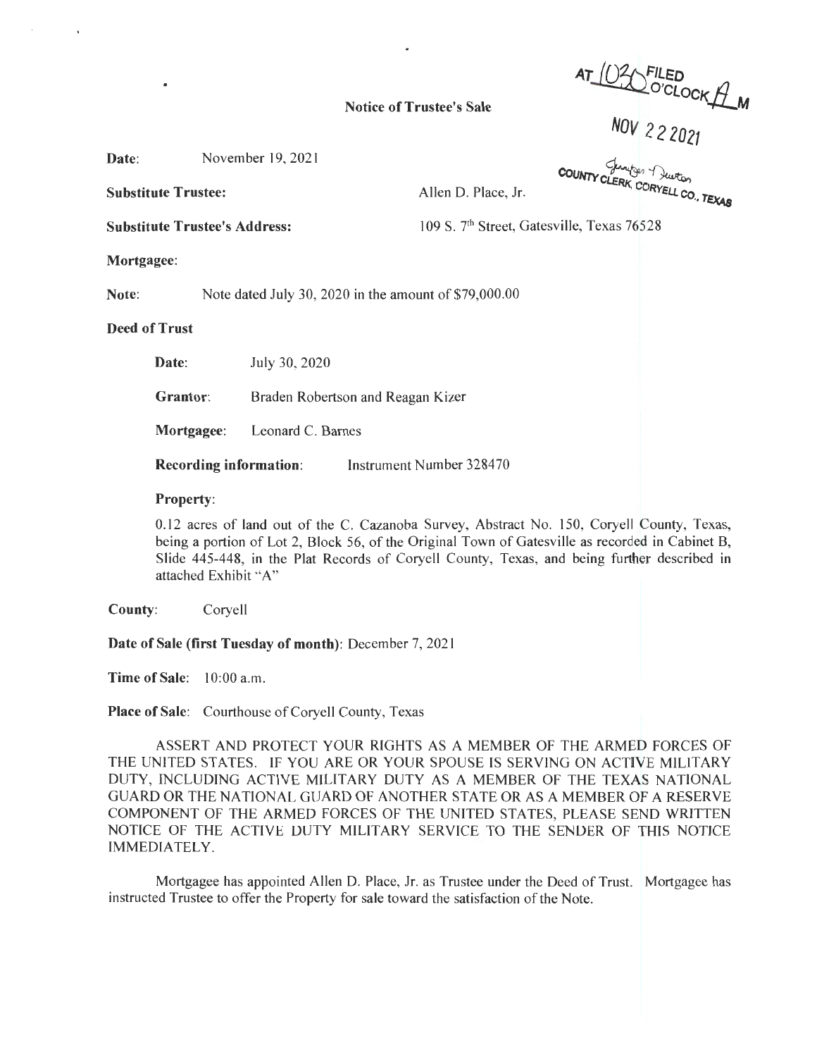AT 10:30 O'CLOCK A M FILED

NOV 22 2021

COUNTY CLERK, CORYELL CO., TEXAS

**Notice of Trustee's Sale**

**Date**: November 19, 2021

**Substitute Trustee**: Allen D. Place, Jr.

**Substitute Trustee's Address**: 109 S. 7th Street, Gatesville, Texas 76528

**Mortgagee**:

**Note**: Note dated July 30, 2020 in the amount of $79,000.00

**Deed of Trust**

**Date**: July 30, 2020

**Grantor**: Braden Robertson and Reagan Kizer

**Mortgagee**: Leonard C. Barnes

**Recording information**: Instrument Number 328470

**Property**:

0.12 acres of land out of the C. Cazanoba Survey, Abstract No. 150, Coryell County, Texas, being a portion of Lot 2, Block 56, of the Original Town of Gatesville as recorded in Cabinet B, Slide 445-448, in the Plat Records of Coryell County, Texas, and being further described in attached Exhibit "A"

**County**: Coryell

**Date of Sale (first Tuesday of month)**: December 7, 2021

**Time of Sale**: 10:00 a.m.

**Place of Sale**: Courthouse of Coryell County, Texas

ASSERT AND PROTECT YOUR RIGHTS AS A MEMBER OF THE ARMED FORCES OF THE UNITED STATES. IF YOU ARE OR YOUR SPOUSE IS SERVING ON ACTIVE MILITARY DUTY, INCLUDING ACTIVE MILITARY DUTY AS A MEMBER OF THE TEXAS NATIONAL GUARD OR THE NATIONAL GUARD OF ANOTHER STATE OR AS A MEMBER OF A RESERVE COMPONENT OF THE ARMED FORCES OF THE UNITED STATES, PLEASE SEND WRITTEN NOTICE OF THE ACTIVE DUTY MILITARY SERVICE TO THE SENDER OF THIS NOTICE IMMEDIATELY.

Mortgagee has appointed Allen D. Place, Jr. as Trustee under the Deed of Trust. Mortgagee has instructed Trustee to offer the Property for sale toward the satisfaction of the Note.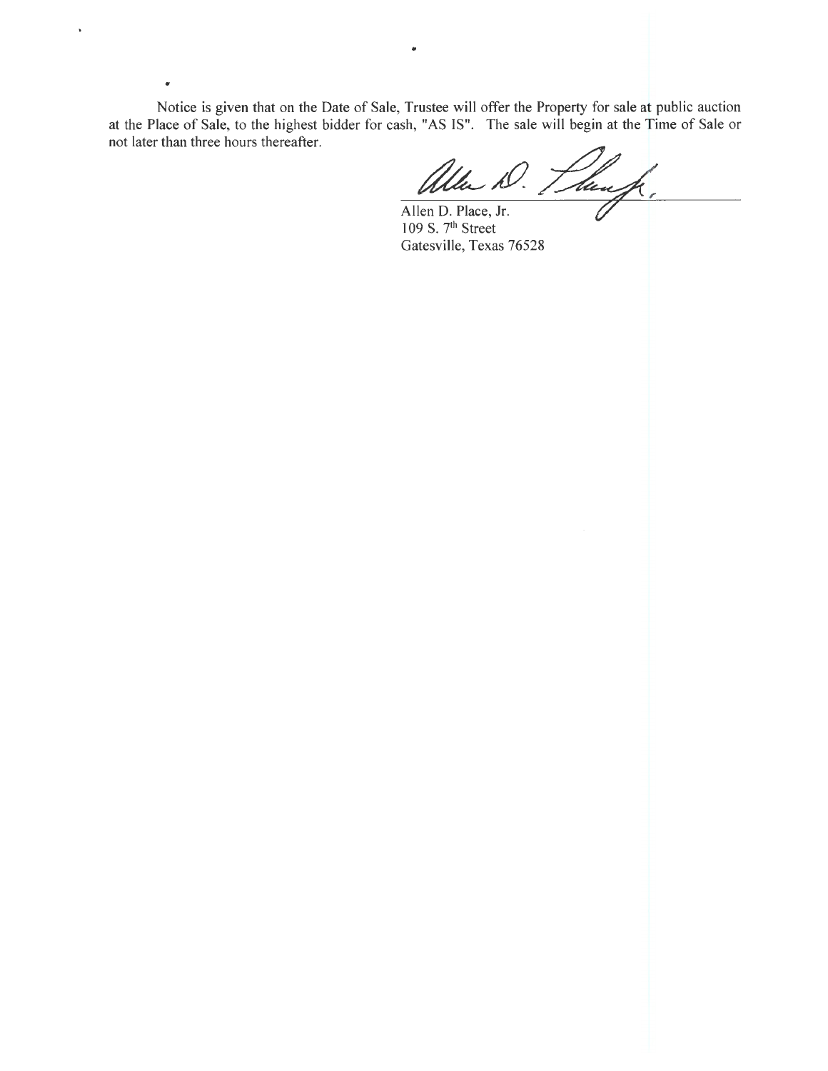Notice is given that on the Date of Sale, Trustee will offer the Property for sale at public auction at the Place of Sale, to the highest bidder for cash, "AS IS". The sale will begin at the Time of Sale or not later than three hours thereafter.

Allen D. Place, Jr.
109 S. 7th Street
Gatesville, Texas 76528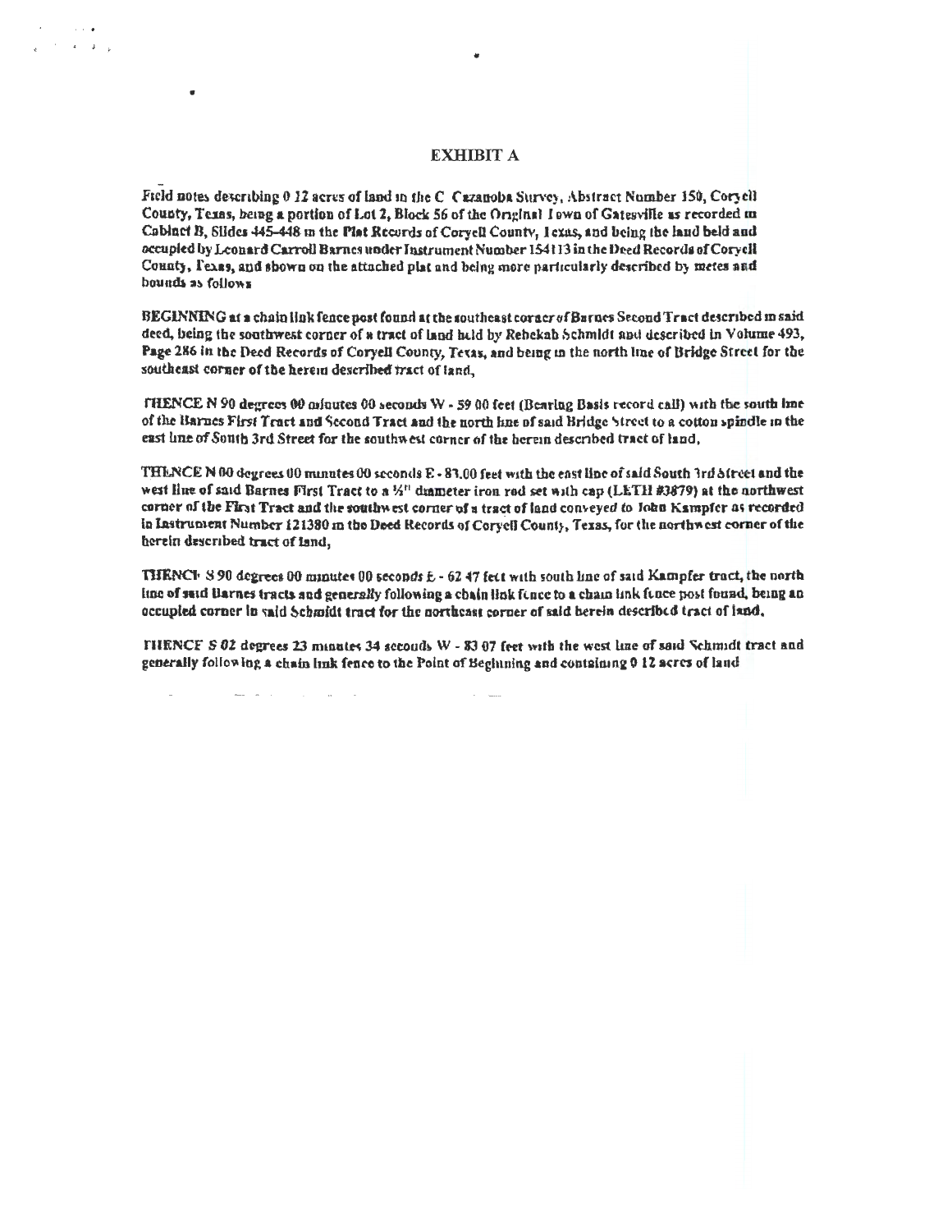# EXHIBIT A

Field notes describing 0.12 acres of land in the C. Cazanoba Survey, Abstract Number 150, Coryell County, Texas, being a portion of Lot 2, Block 56 of the Original Town of Gatesville as recorded in Cabinet B, Slides 445-448 in the Plat Records of Coryell County, Texas, and being the land held and occupied by Leonard Carroll Barnes under Instrument Number 154113 in the Deed Records of Coryell County, Texas, and shown on the attached plat and being more particularly described by metes and bounds as follows

BEGINNING at a chain link fence post found at the southeast corner of Barnes Second Tract described in said deed, being the southwest corner of a tract of land held by Rebekah Schmidt and described in Volume 493, Page 286 in the Deed Records of Coryell County, Texas, and being in the north line of Bridge Street for the southeast corner of the herein described tract of land,

THENCE N 90 degrees 00 minutes 00 seconds W - 59.00 feet (Bearing Basis record call) with the south line of the Barnes First Tract and Second Tract and the north line of said Bridge Street to a cotton spindle in the east line of South 3rd Street for the southwest corner of the herein described tract of land,

THENCE N 00 degrees 00 minutes 00 seconds E - 83.00 feet with the east line of said South 3rd Street and the west line of said Barnes First Tract to a ½" diameter iron rod set with cap (LETH #3879) at the northwest corner of the First Tract and the southwest corner of a tract of land conveyed to John Kampfer as recorded in Instrument Number 121380 in the Deed Records of Coryell County, Texas, for the northwest corner of the herein described tract of land,

THENCE S 90 degrees 00 minutes 00 seconds E - 62.47 feet with south line of said Kampfer tract, the north line of said Barnes tracts and generally following a chain link fence to a chain link fence post found, being an occupied corner in said Schmidt tract for the northeast corner of said herein described tract of land,

THENCE S 02 degrees 23 minutes 34 seconds W - 83.07 feet with the west line of said Schmidt tract and generally following a chain link fence to the Point of Beginning and containing 0.12 acres of land